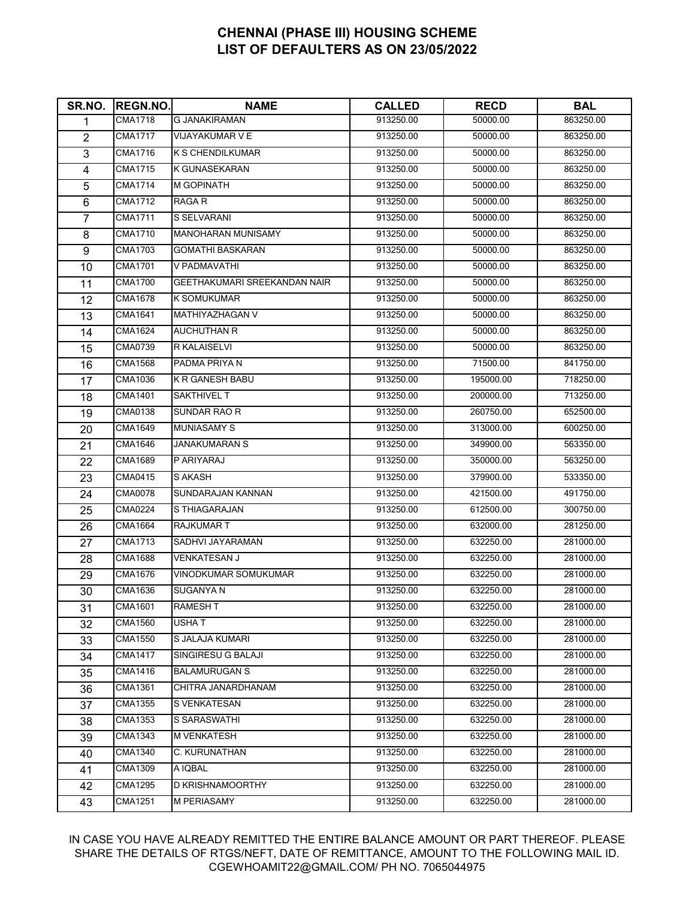# CHENNAI (PHASE III) HOUSING SCHEME
## LIST OF DEFAULTERS AS ON 23/05/2022

| SR.NO. | REGN.NO. | NAME | CALLED | RECD | BAL |
|---|---|---|---|---|---|
| 1 | CMA1718 | G JANAKIRAMAN | 913250.00 | 50000.00 | 863250.00 |
| 2 | CMA1717 | VIJAYAKUMAR V E | 913250.00 | 50000.00 | 863250.00 |
| 3 | CMA1716 | K S CHENDILKUMAR | 913250.00 | 50000.00 | 863250.00 |
| 4 | CMA1715 | K GUNASEKARAN | 913250.00 | 50000.00 | 863250.00 |
| 5 | CMA1714 | M GOPINATH | 913250.00 | 50000.00 | 863250.00 |
| 6 | CMA1712 | RAGA R | 913250.00 | 50000.00 | 863250.00 |
| 7 | CMA1711 | S SELVARANI | 913250.00 | 50000.00 | 863250.00 |
| 8 | CMA1710 | MANOHARAN MUNISAMY | 913250.00 | 50000.00 | 863250.00 |
| 9 | CMA1703 | GOMATHI BASKARAN | 913250.00 | 50000.00 | 863250.00 |
| 10 | CMA1701 | V PADMAVATHI | 913250.00 | 50000.00 | 863250.00 |
| 11 | CMA1700 | GEETHAKUMARI SREEKANDAN NAIR | 913250.00 | 50000.00 | 863250.00 |
| 12 | CMA1678 | K SOMUKUMAR | 913250.00 | 50000.00 | 863250.00 |
| 13 | CMA1641 | MATHIYAZHAGAN V | 913250.00 | 50000.00 | 863250.00 |
| 14 | CMA1624 | AUCHUTHAN R | 913250.00 | 50000.00 | 863250.00 |
| 15 | CMA0739 | R KALAISELVI | 913250.00 | 50000.00 | 863250.00 |
| 16 | CMA1568 | PADMA PRIYA N | 913250.00 | 71500.00 | 841750.00 |
| 17 | CMA1036 | K R GANESH BABU | 913250.00 | 195000.00 | 718250.00 |
| 18 | CMA1401 | SAKTHIVEL T | 913250.00 | 200000.00 | 713250.00 |
| 19 | CMA0138 | SUNDAR RAO R | 913250.00 | 260750.00 | 652500.00 |
| 20 | CMA1649 | MUNIASAMY S | 913250.00 | 313000.00 | 600250.00 |
| 21 | CMA1646 | JANAKUMARAN S | 913250.00 | 349900.00 | 563350.00 |
| 22 | CMA1689 | P ARIYARAJ | 913250.00 | 350000.00 | 563250.00 |
| 23 | CMA0415 | S AKASH | 913250.00 | 379900.00 | 533350.00 |
| 24 | CMA0078 | SUNDARAJAN KANNAN | 913250.00 | 421500.00 | 491750.00 |
| 25 | CMA0224 | S THIAGARAJAN | 913250.00 | 612500.00 | 300750.00 |
| 26 | CMA1664 | RAJKUMAR T | 913250.00 | 632000.00 | 281250.00 |
| 27 | CMA1713 | SADHVI JAYARAMAN | 913250.00 | 632250.00 | 281000.00 |
| 28 | CMA1688 | VENKATESAN J | 913250.00 | 632250.00 | 281000.00 |
| 29 | CMA1676 | VINODKUMAR SOMUKUMAR | 913250.00 | 632250.00 | 281000.00 |
| 30 | CMA1636 | SUGANYA N | 913250.00 | 632250.00 | 281000.00 |
| 31 | CMA1601 | RAMESH T | 913250.00 | 632250.00 | 281000.00 |
| 32 | CMA1560 | USHA T | 913250.00 | 632250.00 | 281000.00 |
| 33 | CMA1550 | S JALAJA KUMARI | 913250.00 | 632250.00 | 281000.00 |
| 34 | CMA1417 | SINGIRESU G BALAJI | 913250.00 | 632250.00 | 281000.00 |
| 35 | CMA1416 | BALAMURUGAN S | 913250.00 | 632250.00 | 281000.00 |
| 36 | CMA1361 | CHITRA JANARDHANAM | 913250.00 | 632250.00 | 281000.00 |
| 37 | CMA1355 | S VENKATESAN | 913250.00 | 632250.00 | 281000.00 |
| 38 | CMA1353 | S SARASWATHI | 913250.00 | 632250.00 | 281000.00 |
| 39 | CMA1343 | M VENKATESH | 913250.00 | 632250.00 | 281000.00 |
| 40 | CMA1340 | C. KURUNATHAN | 913250.00 | 632250.00 | 281000.00 |
| 41 | CMA1309 | A IQBAL | 913250.00 | 632250.00 | 281000.00 |
| 42 | CMA1295 | D KRISHNAMOORTHY | 913250.00 | 632250.00 | 281000.00 |
| 43 | CMA1251 | M PERIASAMY | 913250.00 | 632250.00 | 281000.00 |

IN CASE YOU HAVE ALREADY REMITTED THE ENTIRE BALANCE AMOUNT OR PART THEREOF. PLEASE SHARE THE DETAILS OF RTGS/NEFT, DATE OF REMITTANCE, AMOUNT TO THE FOLLOWING MAIL ID. CGEWHOAMIT22@GMAIL.COM/ PH NO. 7065044975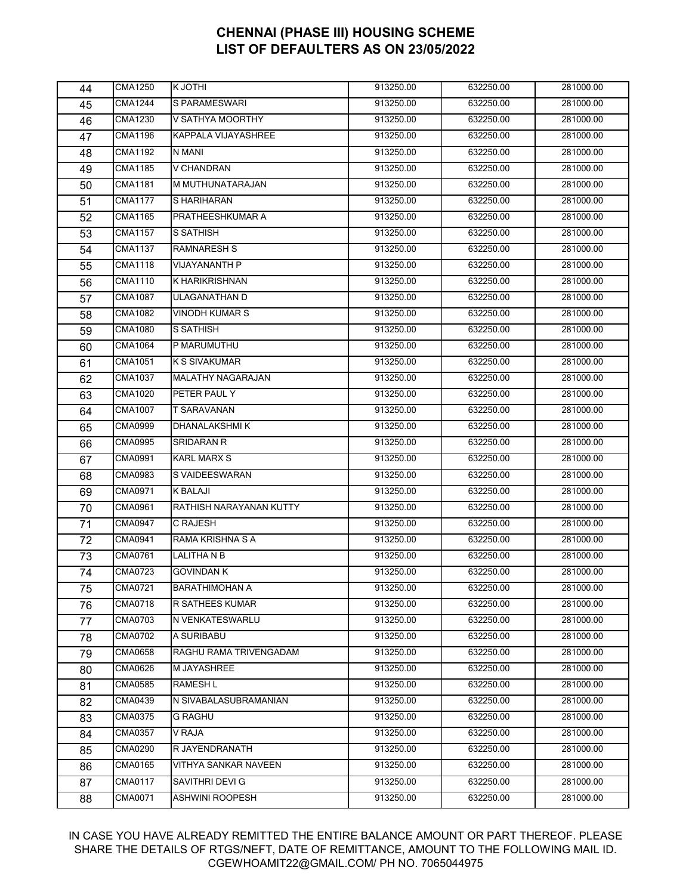# CHENNAI (PHASE III) HOUSING SCHEME
# LIST OF DEFAULTERS AS ON 23/05/2022

| | | | | | |
|---|---|---|---|---|---|
| 44 | CMA1250 | K JOTHI | 913250.00 | 632250.00 | 281000.00 |
| 45 | CMA1244 | S PARAMESWARI | 913250.00 | 632250.00 | 281000.00 |
| 46 | CMA1230 | V SATHYA MOORTHY | 913250.00 | 632250.00 | 281000.00 |
| 47 | CMA1196 | KAPPALA VIJAYASHREE | 913250.00 | 632250.00 | 281000.00 |
| 48 | CMA1192 | N MANI | 913250.00 | 632250.00 | 281000.00 |
| 49 | CMA1185 | V CHANDRAN | 913250.00 | 632250.00 | 281000.00 |
| 50 | CMA1181 | M MUTHUNATARAJAN | 913250.00 | 632250.00 | 281000.00 |
| 51 | CMA1177 | S HARIHARAN | 913250.00 | 632250.00 | 281000.00 |
| 52 | CMA1165 | PRATHEESHKUMAR A | 913250.00 | 632250.00 | 281000.00 |
| 53 | CMA1157 | S SATHISH | 913250.00 | 632250.00 | 281000.00 |
| 54 | CMA1137 | RAMNARESH S | 913250.00 | 632250.00 | 281000.00 |
| 55 | CMA1118 | VIJAYANANTH P | 913250.00 | 632250.00 | 281000.00 |
| 56 | CMA1110 | K HARIKRISHNAN | 913250.00 | 632250.00 | 281000.00 |
| 57 | CMA1087 | ULAGANATHAN D | 913250.00 | 632250.00 | 281000.00 |
| 58 | CMA1082 | VINODH KUMAR S | 913250.00 | 632250.00 | 281000.00 |
| 59 | CMA1080 | S SATHISH | 913250.00 | 632250.00 | 281000.00 |
| 60 | CMA1064 | P MARUMUTHU | 913250.00 | 632250.00 | 281000.00 |
| 61 | CMA1051 | K S SIVAKUMAR | 913250.00 | 632250.00 | 281000.00 |
| 62 | CMA1037 | MALATHY NAGARAJAN | 913250.00 | 632250.00 | 281000.00 |
| 63 | CMA1020 | PETER PAUL Y | 913250.00 | 632250.00 | 281000.00 |
| 64 | CMA1007 | T SARAVANAN | 913250.00 | 632250.00 | 281000.00 |
| 65 | CMA0999 | DHANALAKSHMI K | 913250.00 | 632250.00 | 281000.00 |
| 66 | CMA0995 | SRIDARAN R | 913250.00 | 632250.00 | 281000.00 |
| 67 | CMA0991 | KARL MARX S | 913250.00 | 632250.00 | 281000.00 |
| 68 | CMA0983 | S VAIDEESWARAN | 913250.00 | 632250.00 | 281000.00 |
| 69 | CMA0971 | K BALAJI | 913250.00 | 632250.00 | 281000.00 |
| 70 | CMA0961 | RATHISH NARAYANAN KUTTY | 913250.00 | 632250.00 | 281000.00 |
| 71 | CMA0947 | C RAJESH | 913250.00 | 632250.00 | 281000.00 |
| 72 | CMA0941 | RAMA KRISHNA S A | 913250.00 | 632250.00 | 281000.00 |
| 73 | CMA0761 | LALITHA N B | 913250.00 | 632250.00 | 281000.00 |
| 74 | CMA0723 | GOVINDAN K | 913250.00 | 632250.00 | 281000.00 |
| 75 | CMA0721 | BARATHIMOHAN A | 913250.00 | 632250.00 | 281000.00 |
| 76 | CMA0718 | R SATHEES KUMAR | 913250.00 | 632250.00 | 281000.00 |
| 77 | CMA0703 | N VENKATESWARLU | 913250.00 | 632250.00 | 281000.00 |
| 78 | CMA0702 | A SURIBABU | 913250.00 | 632250.00 | 281000.00 |
| 79 | CMA0658 | RAGHU RAMA TRIVENGADAM | 913250.00 | 632250.00 | 281000.00 |
| 80 | CMA0626 | M JAYASHREE | 913250.00 | 632250.00 | 281000.00 |
| 81 | CMA0585 | RAMESH L | 913250.00 | 632250.00 | 281000.00 |
| 82 | CMA0439 | N SIVABALASUBRAMANIAN | 913250.00 | 632250.00 | 281000.00 |
| 83 | CMA0375 | G RAGHU | 913250.00 | 632250.00 | 281000.00 |
| 84 | CMA0357 | V RAJA | 913250.00 | 632250.00 | 281000.00 |
| 85 | CMA0290 | R JAYENDRANATH | 913250.00 | 632250.00 | 281000.00 |
| 86 | CMA0165 | VITHYA SANKAR NAVEEN | 913250.00 | 632250.00 | 281000.00 |
| 87 | CMA0117 | SAVITHRI DEVI G | 913250.00 | 632250.00 | 281000.00 |
| 88 | CMA0071 | ASHWINI ROOPESH | 913250.00 | 632250.00 | 281000.00 |

IN CASE YOU HAVE ALREADY REMITTED THE ENTIRE BALANCE AMOUNT OR PART THEREOF. PLEASE SHARE THE DETAILS OF RTGS/NEFT, DATE OF REMITTANCE, AMOUNT TO THE FOLLOWING MAIL ID. CGEWHOAMIT22@GMAIL.COM/ PH NO. 7065044975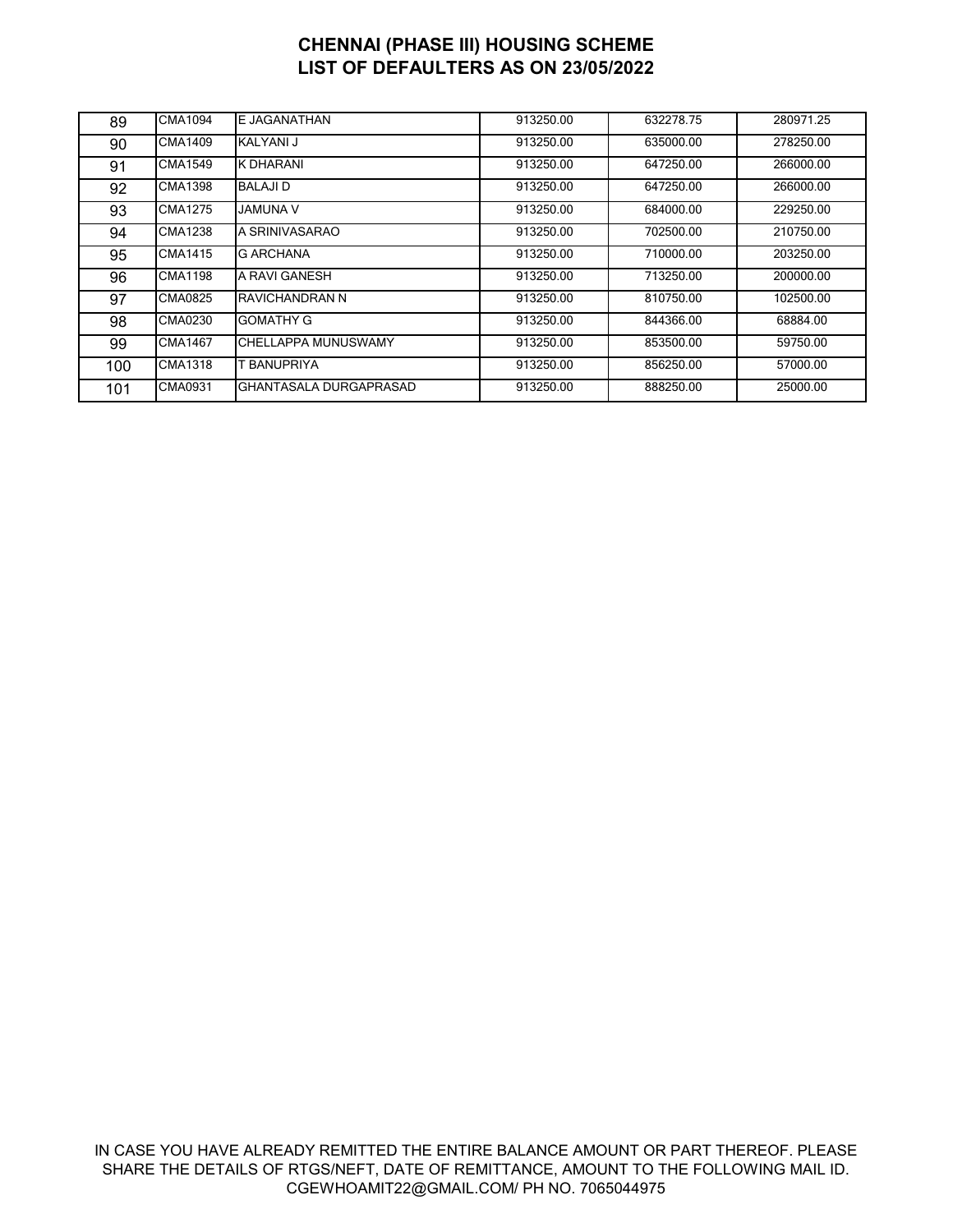# CHENNAI (PHASE III) HOUSING SCHEME
# LIST OF DEFAULTERS AS ON 23/05/2022

| | | | | | |
|---|---|---|---|---|---|
| 89 | CMA1094 | E JAGANATHAN | 913250.00 | 632278.75 | 280971.25 |
| 90 | CMA1409 | KALYANI J | 913250.00 | 635000.00 | 278250.00 |
| 91 | CMA1549 | K DHARANI | 913250.00 | 647250.00 | 266000.00 |
| 92 | CMA1398 | BALAJI D | 913250.00 | 647250.00 | 266000.00 |
| 93 | CMA1275 | JAMUNA V | 913250.00 | 684000.00 | 229250.00 |
| 94 | CMA1238 | A SRINIVASARAO | 913250.00 | 702500.00 | 210750.00 |
| 95 | CMA1415 | G ARCHANA | 913250.00 | 710000.00 | 203250.00 |
| 96 | CMA1198 | A RAVI GANESH | 913250.00 | 713250.00 | 200000.00 |
| 97 | CMA0825 | RAVICHANDRAN N | 913250.00 | 810750.00 | 102500.00 |
| 98 | CMA0230 | GOMATHY G | 913250.00 | 844366.00 | 68884.00 |
| 99 | CMA1467 | CHELLAPPA MUNUSWAMY | 913250.00 | 853500.00 | 59750.00 |
| 100 | CMA1318 | T BANUPRIYA | 913250.00 | 856250.00 | 57000.00 |
| 101 | CMA0931 | GHANTASALA DURGAPRASAD | 913250.00 | 888250.00 | 25000.00 |

IN CASE YOU HAVE ALREADY REMITTED THE ENTIRE BALANCE AMOUNT OR PART THEREOF. PLEASE SHARE THE DETAILS OF RTGS/NEFT, DATE OF REMITTANCE, AMOUNT TO THE FOLLOWING MAIL ID. CGEWHOAMIT22@GMAIL.COM/ PH NO. 7065044975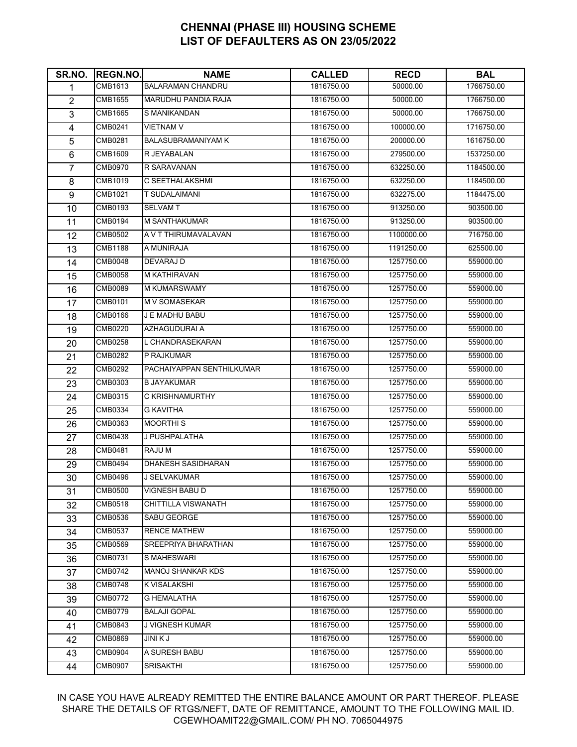## CHENNAI (PHASE III) HOUSING SCHEME
## LIST OF DEFAULTERS AS ON 23/05/2022

| SR.NO. | REGN.NO. | NAME | CALLED | RECD | BAL |
|---|---|---|---|---|---|
| 1 | CMB1613 | BALARAMAN CHANDRU | 1816750.00 | 50000.00 | 1766750.00 |
| 2 | CMB1655 | MARUDHU PANDIA RAJA | 1816750.00 | 50000.00 | 1766750.00 |
| 3 | CMB1665 | S MANIKANDAN | 1816750.00 | 50000.00 | 1766750.00 |
| 4 | CMB0241 | VIETNAM V | 1816750.00 | 100000.00 | 1716750.00 |
| 5 | CMB0281 | BALASUBRAMANIYAM K | 1816750.00 | 200000.00 | 1616750.00 |
| 6 | CMB1609 | R JEYABALAN | 1816750.00 | 279500.00 | 1537250.00 |
| 7 | CMB0970 | R SARAVANAN | 1816750.00 | 632250.00 | 1184500.00 |
| 8 | CMB1019 | C SEETHALAKSHMI | 1816750.00 | 632250.00 | 1184500.00 |
| 9 | CMB1021 | T SUDALAIMANI | 1816750.00 | 632275.00 | 1184475.00 |
| 10 | CMB0193 | SELVAM T | 1816750.00 | 913250.00 | 903500.00 |
| 11 | CMB0194 | M SANTHAKUMAR | 1816750.00 | 913250.00 | 903500.00 |
| 12 | CMB0502 | A V T THIRUMAVALAVAN | 1816750.00 | 1100000.00 | 716750.00 |
| 13 | CMB1188 | A MUNIRAJA | 1816750.00 | 1191250.00 | 625500.00 |
| 14 | CMB0048 | DEVARAJ D | 1816750.00 | 1257750.00 | 559000.00 |
| 15 | CMB0058 | M KATHIRAVAN | 1816750.00 | 1257750.00 | 559000.00 |
| 16 | CMB0089 | M KUMARSWAMY | 1816750.00 | 1257750.00 | 559000.00 |
| 17 | CMB0101 | M V SOMASEKAR | 1816750.00 | 1257750.00 | 559000.00 |
| 18 | CMB0166 | J E MADHU BABU | 1816750.00 | 1257750.00 | 559000.00 |
| 19 | CMB0220 | AZHAGUDURAI A | 1816750.00 | 1257750.00 | 559000.00 |
| 20 | CMB0258 | L CHANDRASEKARAN | 1816750.00 | 1257750.00 | 559000.00 |
| 21 | CMB0282 | P RAJKUMAR | 1816750.00 | 1257750.00 | 559000.00 |
| 22 | CMB0292 | PACHAIYAPPAN SENTHILKUMAR | 1816750.00 | 1257750.00 | 559000.00 |
| 23 | CMB0303 | B JAYAKUMAR | 1816750.00 | 1257750.00 | 559000.00 |
| 24 | CMB0315 | C KRISHNAMURTHY | 1816750.00 | 1257750.00 | 559000.00 |
| 25 | CMB0334 | G KAVITHA | 1816750.00 | 1257750.00 | 559000.00 |
| 26 | CMB0363 | MOORTHI S | 1816750.00 | 1257750.00 | 559000.00 |
| 27 | CMB0438 | J PUSHPALATHA | 1816750.00 | 1257750.00 | 559000.00 |
| 28 | CMB0481 | RAJU M | 1816750.00 | 1257750.00 | 559000.00 |
| 29 | CMB0494 | DHANESH SASIDHARAN | 1816750.00 | 1257750.00 | 559000.00 |
| 30 | CMB0496 | J SELVAKUMAR | 1816750.00 | 1257750.00 | 559000.00 |
| 31 | CMB0500 | VIGNESH BABU D | 1816750.00 | 1257750.00 | 559000.00 |
| 32 | CMB0518 | CHITTILLA VISWANATH | 1816750.00 | 1257750.00 | 559000.00 |
| 33 | CMB0536 | SABU GEORGE | 1816750.00 | 1257750.00 | 559000.00 |
| 34 | CMB0537 | RENCE MATHEW | 1816750.00 | 1257750.00 | 559000.00 |
| 35 | CMB0569 | SREEPRIYA BHARATHAN | 1816750.00 | 1257750.00 | 559000.00 |
| 36 | CMB0731 | S MAHESWARI | 1816750.00 | 1257750.00 | 559000.00 |
| 37 | CMB0742 | MANOJ SHANKAR KDS | 1816750.00 | 1257750.00 | 559000.00 |
| 38 | CMB0748 | K VISALAKSHI | 1816750.00 | 1257750.00 | 559000.00 |
| 39 | CMB0772 | G HEMALATHA | 1816750.00 | 1257750.00 | 559000.00 |
| 40 | CMB0779 | BALAJI GOPAL | 1816750.00 | 1257750.00 | 559000.00 |
| 41 | CMB0843 | J VIGNESH KUMAR | 1816750.00 | 1257750.00 | 559000.00 |
| 42 | CMB0869 | JINI K J | 1816750.00 | 1257750.00 | 559000.00 |
| 43 | CMB0904 | A SURESH BABU | 1816750.00 | 1257750.00 | 559000.00 |
| 44 | CMB0907 | SRISAKTHI | 1816750.00 | 1257750.00 | 559000.00 |

IN CASE YOU HAVE ALREADY REMITTED THE ENTIRE BALANCE AMOUNT OR PART THEREOF. PLEASE SHARE THE DETAILS OF RTGS/NEFT, DATE OF REMITTANCE, AMOUNT TO THE FOLLOWING MAIL ID. CGEWHOAMIT22@GMAIL.COM/ PH NO. 7065044975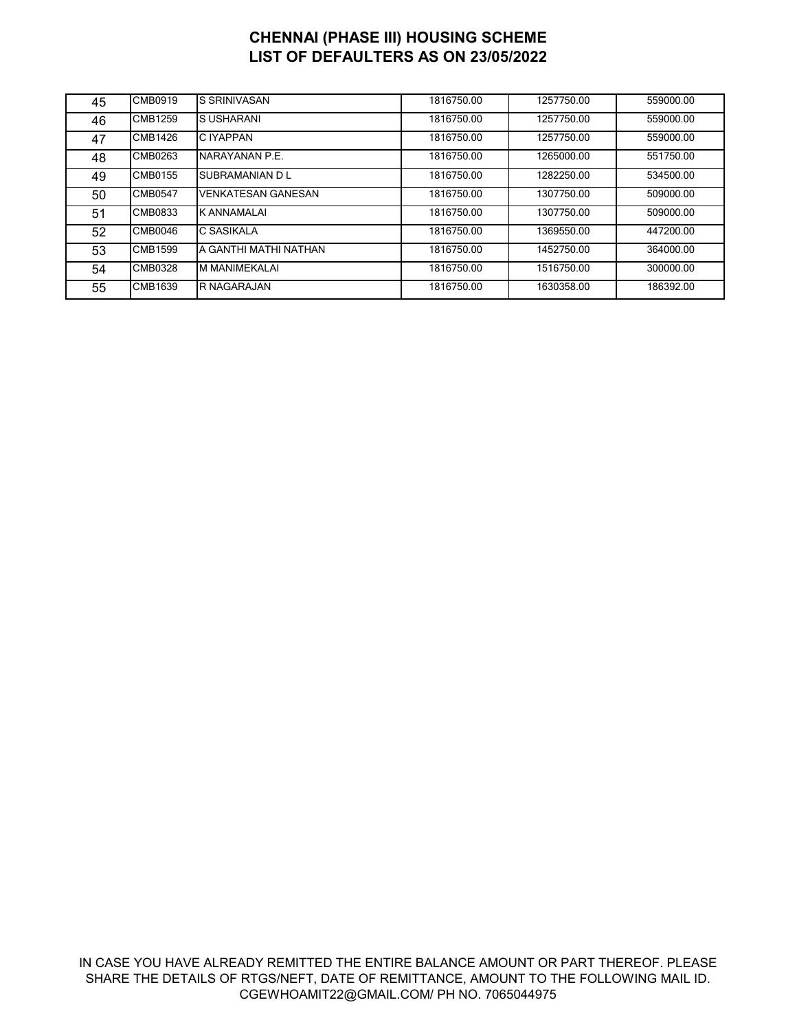# CHENNAI (PHASE III) HOUSING SCHEME
# LIST OF DEFAULTERS AS ON 23/05/2022

| | | | | | |
|---|---|---|---|---|---|
| 45 | CMB0919 | S SRINIVASAN | 1816750.00 | 1257750.00 | 559000.00 |
| 46 | CMB1259 | S USHARANI | 1816750.00 | 1257750.00 | 559000.00 |
| 47 | CMB1426 | C IYAPPAN | 1816750.00 | 1257750.00 | 559000.00 |
| 48 | CMB0263 | NARAYANAN P.E. | 1816750.00 | 1265000.00 | 551750.00 |
| 49 | CMB0155 | SUBRAMANIAN D L | 1816750.00 | 1282250.00 | 534500.00 |
| 50 | CMB0547 | VENKATESAN GANESAN | 1816750.00 | 1307750.00 | 509000.00 |
| 51 | CMB0833 | K ANNAMALAI | 1816750.00 | 1307750.00 | 509000.00 |
| 52 | CMB0046 | C SASIKALA | 1816750.00 | 1369550.00 | 447200.00 |
| 53 | CMB1599 | A GANTHI MATHI NATHAN | 1816750.00 | 1452750.00 | 364000.00 |
| 54 | CMB0328 | M MANIMEKALAI | 1816750.00 | 1516750.00 | 300000.00 |
| 55 | CMB1639 | R NAGARAJAN | 1816750.00 | 1630358.00 | 186392.00 |

IN CASE YOU HAVE ALREADY REMITTED THE ENTIRE BALANCE AMOUNT OR PART THEREOF. PLEASE SHARE THE DETAILS OF RTGS/NEFT, DATE OF REMITTANCE, AMOUNT TO THE FOLLOWING MAIL ID. CGEWHOAMIT22@GMAIL.COM/ PH NO. 7065044975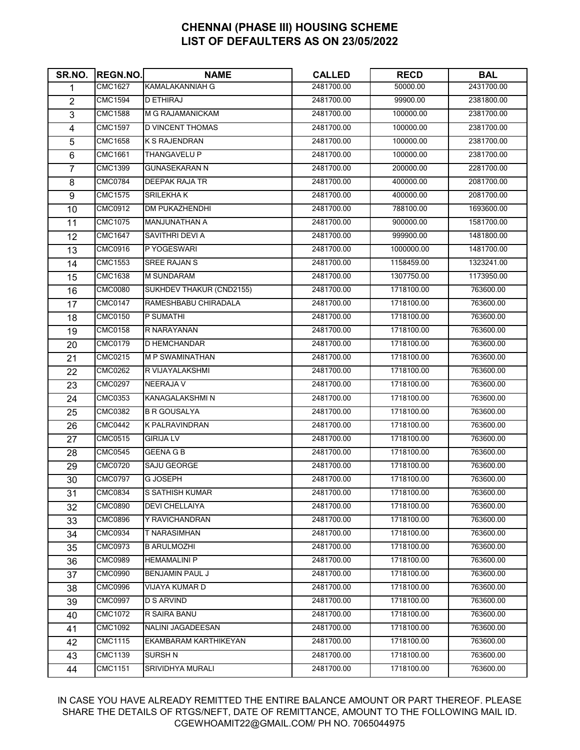# CHENNAI (PHASE III) HOUSING SCHEME
# LIST OF DEFAULTERS AS ON 23/05/2022

| SR.NO. | REGN.NO. | NAME | CALLED | RECD | BAL |
|---|---|---|---|---|---|
| 1 | CMC1627 | KAMALAKANNIAH G | 2481700.00 | 50000.00 | 2431700.00 |
| 2 | CMC1594 | D ETHIRAJ | 2481700.00 | 99900.00 | 2381800.00 |
| 3 | CMC1588 | M G RAJAMANICKAM | 2481700.00 | 100000.00 | 2381700.00 |
| 4 | CMC1597 | D VINCENT THOMAS | 2481700.00 | 100000.00 | 2381700.00 |
| 5 | CMC1658 | K S RAJENDRAN | 2481700.00 | 100000.00 | 2381700.00 |
| 6 | CMC1661 | THANGAVELU P | 2481700.00 | 100000.00 | 2381700.00 |
| 7 | CMC1399 | GUNASEKARAN N | 2481700.00 | 200000.00 | 2281700.00 |
| 8 | CMC0784 | DEEPAK RAJA TR | 2481700.00 | 400000.00 | 2081700.00 |
| 9 | CMC1575 | SRILEKHA K | 2481700.00 | 400000.00 | 2081700.00 |
| 10 | CMC0912 | DM PUKAZHENDHI | 2481700.00 | 788100.00 | 1693600.00 |
| 11 | CMC1075 | MANJUNATHAN A | 2481700.00 | 900000.00 | 1581700.00 |
| 12 | CMC1647 | SAVITHRI DEVI A | 2481700.00 | 999900.00 | 1481800.00 |
| 13 | CMC0916 | P YOGESWARI | 2481700.00 | 1000000.00 | 1481700.00 |
| 14 | CMC1553 | SREE RAJAN S | 2481700.00 | 1158459.00 | 1323241.00 |
| 15 | CMC1638 | M SUNDARAM | 2481700.00 | 1307750.00 | 1173950.00 |
| 16 | CMC0080 | SUKHDEV THAKUR (CND2155) | 2481700.00 | 1718100.00 | 763600.00 |
| 17 | CMC0147 | RAMESHBABU CHIRADALA | 2481700.00 | 1718100.00 | 763600.00 |
| 18 | CMC0150 | P SUMATHI | 2481700.00 | 1718100.00 | 763600.00 |
| 19 | CMC0158 | R NARAYANAN | 2481700.00 | 1718100.00 | 763600.00 |
| 20 | CMC0179 | D HEMCHANDAR | 2481700.00 | 1718100.00 | 763600.00 |
| 21 | CMC0215 | M P SWAMINATHAN | 2481700.00 | 1718100.00 | 763600.00 |
| 22 | CMC0262 | R VIJAYALAKSHMI | 2481700.00 | 1718100.00 | 763600.00 |
| 23 | CMC0297 | NEERAJA V | 2481700.00 | 1718100.00 | 763600.00 |
| 24 | CMC0353 | KANAGALAKSHMI N | 2481700.00 | 1718100.00 | 763600.00 |
| 25 | CMC0382 | B R GOUSALYA | 2481700.00 | 1718100.00 | 763600.00 |
| 26 | CMC0442 | K PALRAVINDRAN | 2481700.00 | 1718100.00 | 763600.00 |
| 27 | CMC0515 | GIRIJA LV | 2481700.00 | 1718100.00 | 763600.00 |
| 28 | CMC0545 | GEENA G B | 2481700.00 | 1718100.00 | 763600.00 |
| 29 | CMC0720 | SAJU GEORGE | 2481700.00 | 1718100.00 | 763600.00 |
| 30 | CMC0797 | G JOSEPH | 2481700.00 | 1718100.00 | 763600.00 |
| 31 | CMC0834 | S SATHISH KUMAR | 2481700.00 | 1718100.00 | 763600.00 |
| 32 | CMC0890 | DEVI CHELLAIYA | 2481700.00 | 1718100.00 | 763600.00 |
| 33 | CMC0896 | Y RAVICHANDRAN | 2481700.00 | 1718100.00 | 763600.00 |
| 34 | CMC0934 | T NARASIMHAN | 2481700.00 | 1718100.00 | 763600.00 |
| 35 | CMC0973 | B ARULMOZHI | 2481700.00 | 1718100.00 | 763600.00 |
| 36 | CMC0989 | HEMAMALINI P | 2481700.00 | 1718100.00 | 763600.00 |
| 37 | CMC0990 | BENJAMIN PAUL J | 2481700.00 | 1718100.00 | 763600.00 |
| 38 | CMC0996 | VIJAYA KUMAR D | 2481700.00 | 1718100.00 | 763600.00 |
| 39 | CMC0997 | D S ARVIND | 2481700.00 | 1718100.00 | 763600.00 |
| 40 | CMC1072 | R SAIRA BANU | 2481700.00 | 1718100.00 | 763600.00 |
| 41 | CMC1092 | NALINI JAGADEESAN | 2481700.00 | 1718100.00 | 763600.00 |
| 42 | CMC1115 | EKAMBARAM KARTHIKEYAN | 2481700.00 | 1718100.00 | 763600.00 |
| 43 | CMC1139 | SURSH N | 2481700.00 | 1718100.00 | 763600.00 |
| 44 | CMC1151 | SRIVIDHYA MURALI | 2481700.00 | 1718100.00 | 763600.00 |

IN CASE YOU HAVE ALREADY REMITTED THE ENTIRE BALANCE AMOUNT OR PART THEREOF. PLEASE SHARE THE DETAILS OF RTGS/NEFT, DATE OF REMITTANCE, AMOUNT TO THE FOLLOWING MAIL ID. CGEWHOAMIT22@GMAIL.COM/ PH NO. 7065044975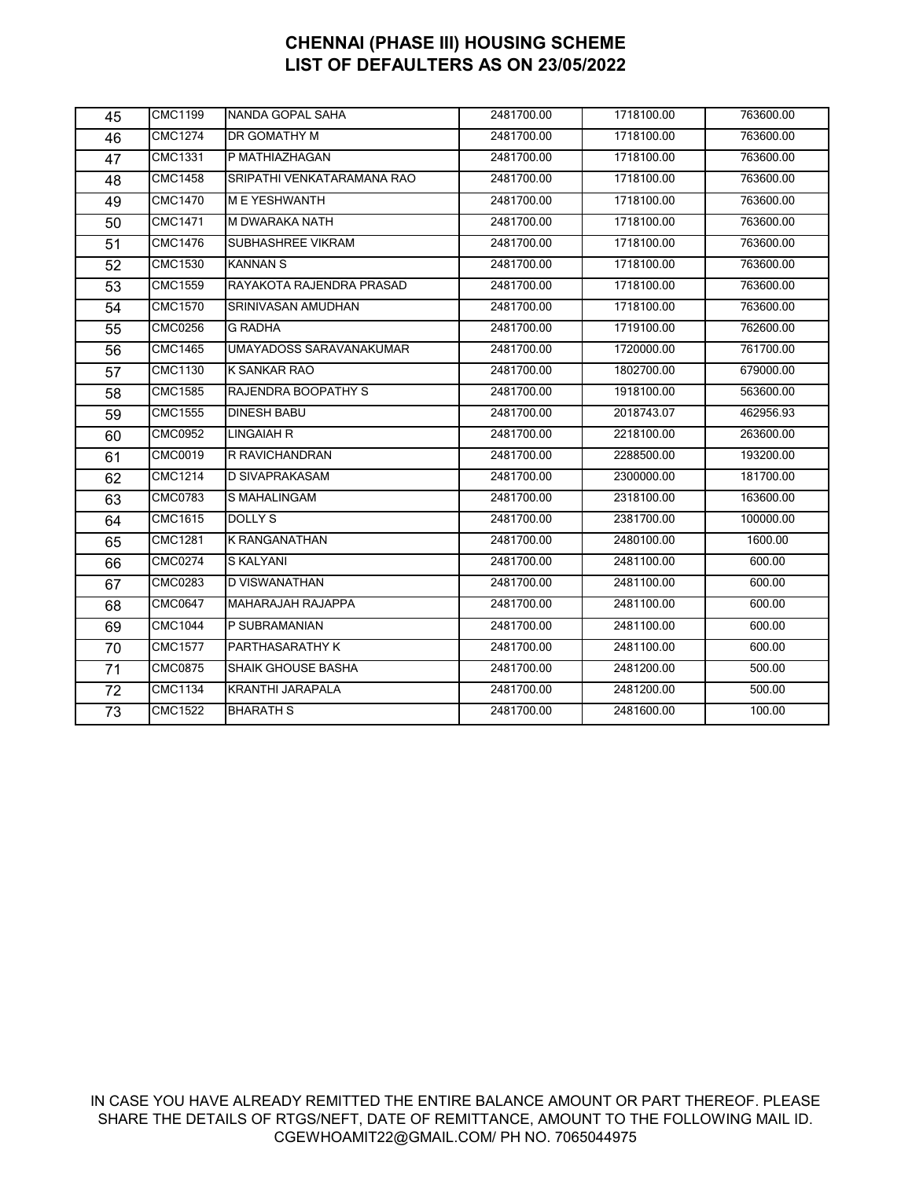# CHENNAI (PHASE III) HOUSING SCHEME
# LIST OF DEFAULTERS AS ON 23/05/2022

| | | | | | |
|---|---|---|---|---|---|
| 45 | CMC1199 | NANDA GOPAL SAHA | 2481700.00 | 1718100.00 | 763600.00 |
| 46 | CMC1274 | DR GOMATHY M | 2481700.00 | 1718100.00 | 763600.00 |
| 47 | CMC1331 | P MATHIAZHAGAN | 2481700.00 | 1718100.00 | 763600.00 |
| 48 | CMC1458 | SRIPATHI VENKATARAMANA RAO | 2481700.00 | 1718100.00 | 763600.00 |
| 49 | CMC1470 | M E YESHWANTH | 2481700.00 | 1718100.00 | 763600.00 |
| 50 | CMC1471 | M DWARAKA NATH | 2481700.00 | 1718100.00 | 763600.00 |
| 51 | CMC1476 | SUBHASHREE VIKRAM | 2481700.00 | 1718100.00 | 763600.00 |
| 52 | CMC1530 | KANNAN S | 2481700.00 | 1718100.00 | 763600.00 |
| 53 | CMC1559 | RAYAKOTA RAJENDRA PRASAD | 2481700.00 | 1718100.00 | 763600.00 |
| 54 | CMC1570 | SRINIVASAN AMUDHAN | 2481700.00 | 1718100.00 | 763600.00 |
| 55 | CMC0256 | G RADHA | 2481700.00 | 1719100.00 | 762600.00 |
| 56 | CMC1465 | UMAYADOSS SARAVANAKUMAR | 2481700.00 | 1720000.00 | 761700.00 |
| 57 | CMC1130 | K SANKAR RAO | 2481700.00 | 1802700.00 | 679000.00 |
| 58 | CMC1585 | RAJENDRA BOOPATHY S | 2481700.00 | 1918100.00 | 563600.00 |
| 59 | CMC1555 | DINESH BABU | 2481700.00 | 2018743.07 | 462956.93 |
| 60 | CMC0952 | LINGAIAH R | 2481700.00 | 2218100.00 | 263600.00 |
| 61 | CMC0019 | R RAVICHANDRAN | 2481700.00 | 2288500.00 | 193200.00 |
| 62 | CMC1214 | D SIVAPRAKASAM | 2481700.00 | 2300000.00 | 181700.00 |
| 63 | CMC0783 | S MAHALINGAM | 2481700.00 | 2318100.00 | 163600.00 |
| 64 | CMC1615 | DOLLY S | 2481700.00 | 2381700.00 | 100000.00 |
| 65 | CMC1281 | K RANGANATHAN | 2481700.00 | 2480100.00 | 1600.00 |
| 66 | CMC0274 | S KALYANI | 2481700.00 | 2481100.00 | 600.00 |
| 67 | CMC0283 | D VISWANATHAN | 2481700.00 | 2481100.00 | 600.00 |
| 68 | CMC0647 | MAHARAJAH RAJAPPA | 2481700.00 | 2481100.00 | 600.00 |
| 69 | CMC1044 | P SUBRAMANIAN | 2481700.00 | 2481100.00 | 600.00 |
| 70 | CMC1577 | PARTHASARATHY K | 2481700.00 | 2481100.00 | 600.00 |
| 71 | CMC0875 | SHAIK GHOUSE BASHA | 2481700.00 | 2481200.00 | 500.00 |
| 72 | CMC1134 | KRANTHI JARAPALA | 2481700.00 | 2481200.00 | 500.00 |
| 73 | CMC1522 | BHARATH S | 2481700.00 | 2481600.00 | 100.00 |

IN CASE YOU HAVE ALREADY REMITTED THE ENTIRE BALANCE AMOUNT OR PART THEREOF. PLEASE SHARE THE DETAILS OF RTGS/NEFT, DATE OF REMITTANCE, AMOUNT TO THE FOLLOWING MAIL ID. CGEWHOAMIT22@GMAIL.COM/ PH NO. 7065044975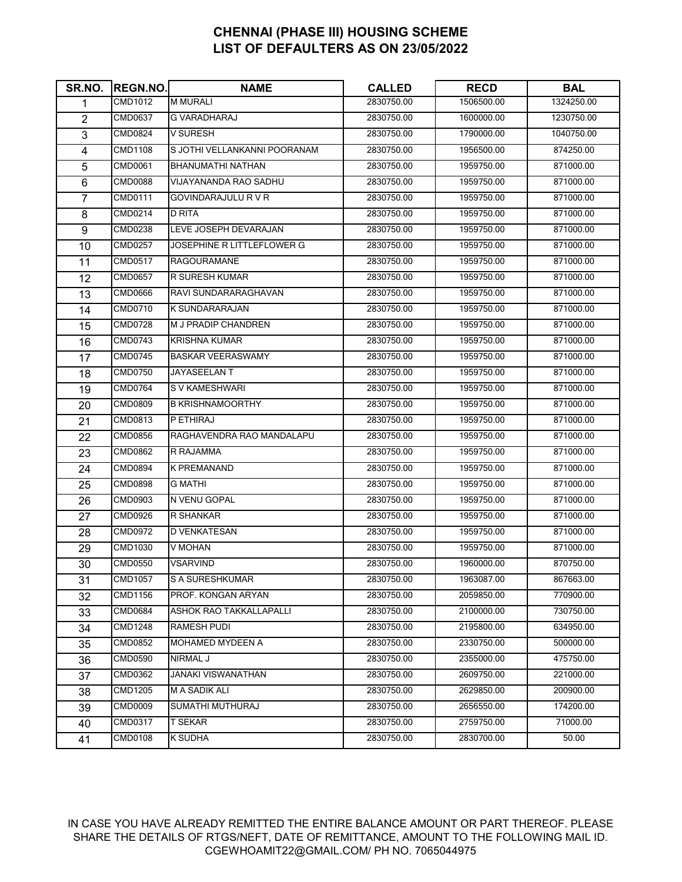# CHENNAI (PHASE III) HOUSING SCHEME
# LIST OF DEFAULTERS AS ON 23/05/2022

| SR.NO. | REGN.NO. | NAME | CALLED | RECD | BAL |
|---|---|---|---|---|---|
| 1 | CMD1012 | M MURALI | 2830750.00 | 1506500.00 | 1324250.00 |
| 2 | CMD0637 | G VARADHARAJ | 2830750.00 | 1600000.00 | 1230750.00 |
| 3 | CMD0824 | V SURESH | 2830750.00 | 1790000.00 | 1040750.00 |
| 4 | CMD1108 | S JOTHI VELLANKANNI POORANAM | 2830750.00 | 1956500.00 | 874250.00 |
| 5 | CMD0061 | BHANUMATHI NATHAN | 2830750.00 | 1959750.00 | 871000.00 |
| 6 | CMD0088 | VIJAYANANDA RAO SADHU | 2830750.00 | 1959750.00 | 871000.00 |
| 7 | CMD0111 | GOVINDARAJULU R V R | 2830750.00 | 1959750.00 | 871000.00 |
| 8 | CMD0214 | D RITA | 2830750.00 | 1959750.00 | 871000.00 |
| 9 | CMD0238 | LEVE JOSEPH DEVARAJAN | 2830750.00 | 1959750.00 | 871000.00 |
| 10 | CMD0257 | JOSEPHINE R LITTLEFLOWER G | 2830750.00 | 1959750.00 | 871000.00 |
| 11 | CMD0517 | RAGOURAMANE | 2830750.00 | 1959750.00 | 871000.00 |
| 12 | CMD0657 | R SURESH KUMAR | 2830750.00 | 1959750.00 | 871000.00 |
| 13 | CMD0666 | RAVI SUNDARARAGHAVAN | 2830750.00 | 1959750.00 | 871000.00 |
| 14 | CMD0710 | K SUNDARARAJAN | 2830750.00 | 1959750.00 | 871000.00 |
| 15 | CMD0728 | M J PRADIP CHANDREN | 2830750.00 | 1959750.00 | 871000.00 |
| 16 | CMD0743 | KRISHNA KUMAR | 2830750.00 | 1959750.00 | 871000.00 |
| 17 | CMD0745 | BASKAR VEERASWAMY | 2830750.00 | 1959750.00 | 871000.00 |
| 18 | CMD0750 | JAYASEELAN T | 2830750.00 | 1959750.00 | 871000.00 |
| 19 | CMD0764 | S V KAMESHWARI | 2830750.00 | 1959750.00 | 871000.00 |
| 20 | CMD0809 | B KRISHNAMOORTHY | 2830750.00 | 1959750.00 | 871000.00 |
| 21 | CMD0813 | P ETHIRAJ | 2830750.00 | 1959750.00 | 871000.00 |
| 22 | CMD0856 | RAGHAVENDRA RAO MANDALAPU | 2830750.00 | 1959750.00 | 871000.00 |
| 23 | CMD0862 | R RAJAMMA | 2830750.00 | 1959750.00 | 871000.00 |
| 24 | CMD0894 | K PREMANAND | 2830750.00 | 1959750.00 | 871000.00 |
| 25 | CMD0898 | G MATHI | 2830750.00 | 1959750.00 | 871000.00 |
| 26 | CMD0903 | N VENU GOPAL | 2830750.00 | 1959750.00 | 871000.00 |
| 27 | CMD0926 | R SHANKAR | 2830750.00 | 1959750.00 | 871000.00 |
| 28 | CMD0972 | D VENKATESAN | 2830750.00 | 1959750.00 | 871000.00 |
| 29 | CMD1030 | V MOHAN | 2830750.00 | 1959750.00 | 871000.00 |
| 30 | CMD0550 | VSARVIND | 2830750.00 | 1960000.00 | 870750.00 |
| 31 | CMD1057 | S A SURESHKUMAR | 2830750.00 | 1963087.00 | 867663.00 |
| 32 | CMD1156 | PROF. KONGAN ARYAN | 2830750.00 | 2059850.00 | 770900.00 |
| 33 | CMD0684 | ASHOK RAO TAKKALLAPALLI | 2830750.00 | 2100000.00 | 730750.00 |
| 34 | CMD1248 | RAMESH PUDI | 2830750.00 | 2195800.00 | 634950.00 |
| 35 | CMD0852 | MOHAMED MYDEEN A | 2830750.00 | 2330750.00 | 500000.00 |
| 36 | CMD0590 | NIRMAL J | 2830750.00 | 2355000.00 | 475750.00 |
| 37 | CMD0362 | JANAKI VISWANATHAN | 2830750.00 | 2609750.00 | 221000.00 |
| 38 | CMD1205 | M A SADIK ALI | 2830750.00 | 2629850.00 | 200900.00 |
| 39 | CMD0009 | SUMATHI MUTHURAJ | 2830750.00 | 2656550.00 | 174200.00 |
| 40 | CMD0317 | T SEKAR | 2830750.00 | 2759750.00 | 71000.00 |
| 41 | CMD0108 | K SUDHA | 2830750.00 | 2830700.00 | 50.00 |

IN CASE YOU HAVE ALREADY REMITTED THE ENTIRE BALANCE AMOUNT OR PART THEREOF. PLEASE SHARE THE DETAILS OF RTGS/NEFT, DATE OF REMITTANCE, AMOUNT TO THE FOLLOWING MAIL ID. CGEWHOAMIT22@GMAIL.COM/ PH NO. 7065044975